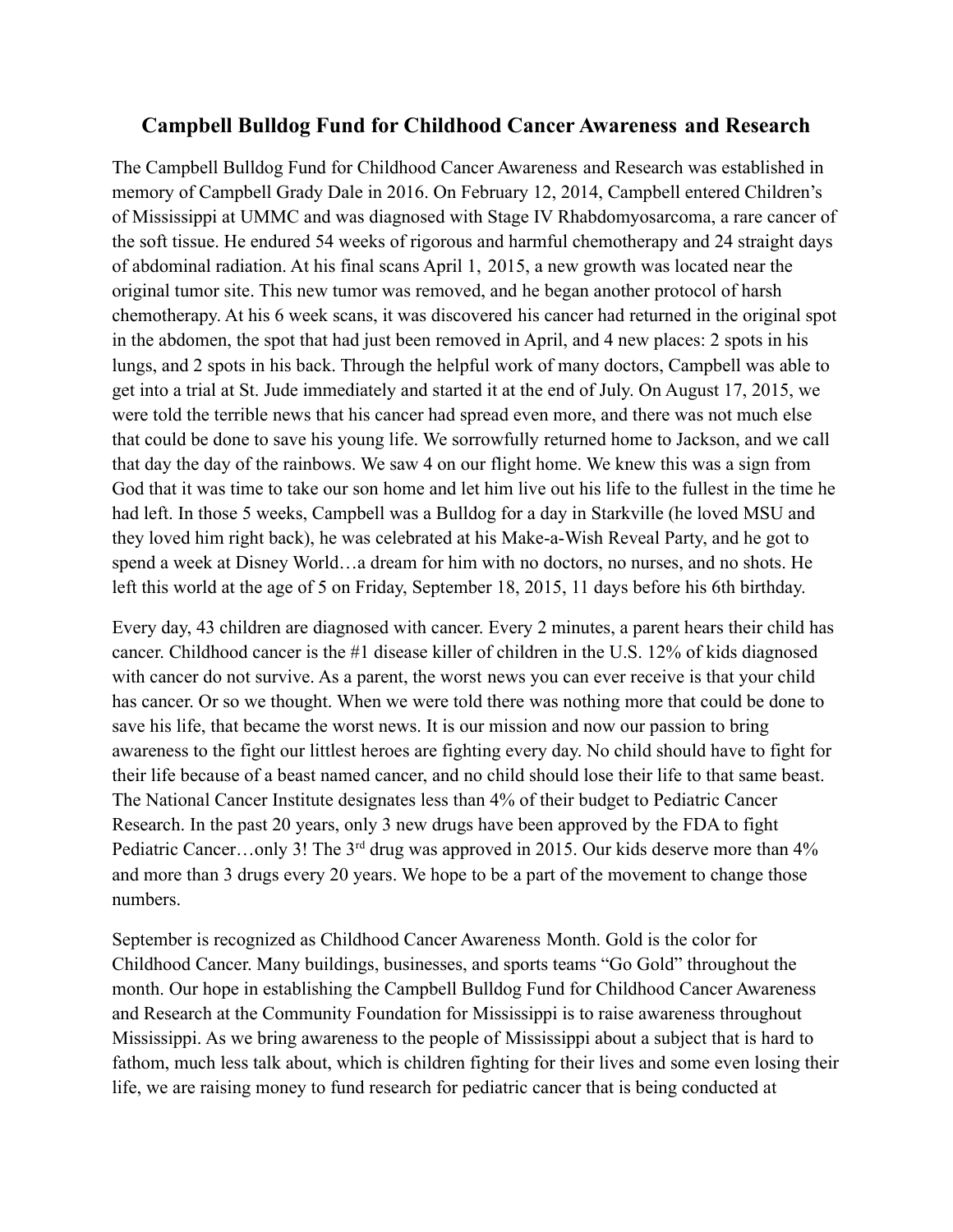# Campbell Bulldog Fund for Childhood Cancer Awareness and Research

The Campbell Bulldog Fund for Childhood Cancer Awareness and Research was established in memory of Campbell Grady Dale in 2016. On February 12, 2014, Campbell entered Children's of Mississippi at UMMC and was diagnosed with Stage IV Rhabdomyosarcoma, a rare cancer of the soft tissue. He endured 54 weeks of rigorous and harmful chemotherapy and 24 straight days of abdominal radiation. At his final scans April 1, 2015, a new growth was located near the original tumor site. This new tumor was removed, and he began another protocol of harsh chemotherapy. At his 6 week scans, it was discovered his cancer had returned in the original spot in the abdomen, the spot that had just been removed in April, and 4 new places: 2 spots in his lungs, and 2 spots in his back. Through the helpful work of many doctors, Campbell was able to get into a trial at St. Jude immediately and started it at the end of July. On August 17, 2015, we were told the terrible news that his cancer had spread even more, and there was not much else that could be done to save his young life. We sorrowfully returned home to Jackson, and we call that day the day of the rainbows. We saw 4 on our flight home. We knew this was a sign from God that it was time to take our son home and let him live out his life to the fullest in the time he had left. In those 5 weeks, Campbell was a Bulldog for a day in Starkville (he loved MSU and they loved him right back), he was celebrated at his Make-a-Wish Reveal Party, and he got to spend a week at Disney World…a dream for him with no doctors, no nurses, and no shots. He left this world at the age of 5 on Friday, September 18, 2015, 11 days before his 6th birthday.

Every day, 43 children are diagnosed with cancer. Every 2 minutes, a parent hears their child has cancer. Childhood cancer is the #1 disease killer of children in the U.S. 12% of kids diagnosed with cancer do not survive. As a parent, the worst news you can ever receive is that your child has cancer. Or so we thought. When we were told there was nothing more that could be done to save his life, that became the worst news. It is our mission and now our passion to bring awareness to the fight our littlest heroes are fighting every day. No child should have to fight for their life because of a beast named cancer, and no child should lose their life to that same beast. The National Cancer Institute designates less than 4% of their budget to Pediatric Cancer Research. In the past 20 years, only 3 new drugs have been approved by the FDA to fight Pediatric Cancer…only 3! The 3rd drug was approved in 2015. Our kids deserve more than 4% and more than 3 drugs every 20 years. We hope to be a part of the movement to change those numbers.

September is recognized as Childhood Cancer Awareness Month. Gold is the color for Childhood Cancer. Many buildings, businesses, and sports teams "Go Gold" throughout the month. Our hope in establishing the Campbell Bulldog Fund for Childhood Cancer Awareness and Research at the Community Foundation for Mississippi is to raise awareness throughout Mississippi. As we bring awareness to the people of Mississippi about a subject that is hard to fathom, much less talk about, which is children fighting for their lives and some even losing their life, we are raising money to fund research for pediatric cancer that is being conducted at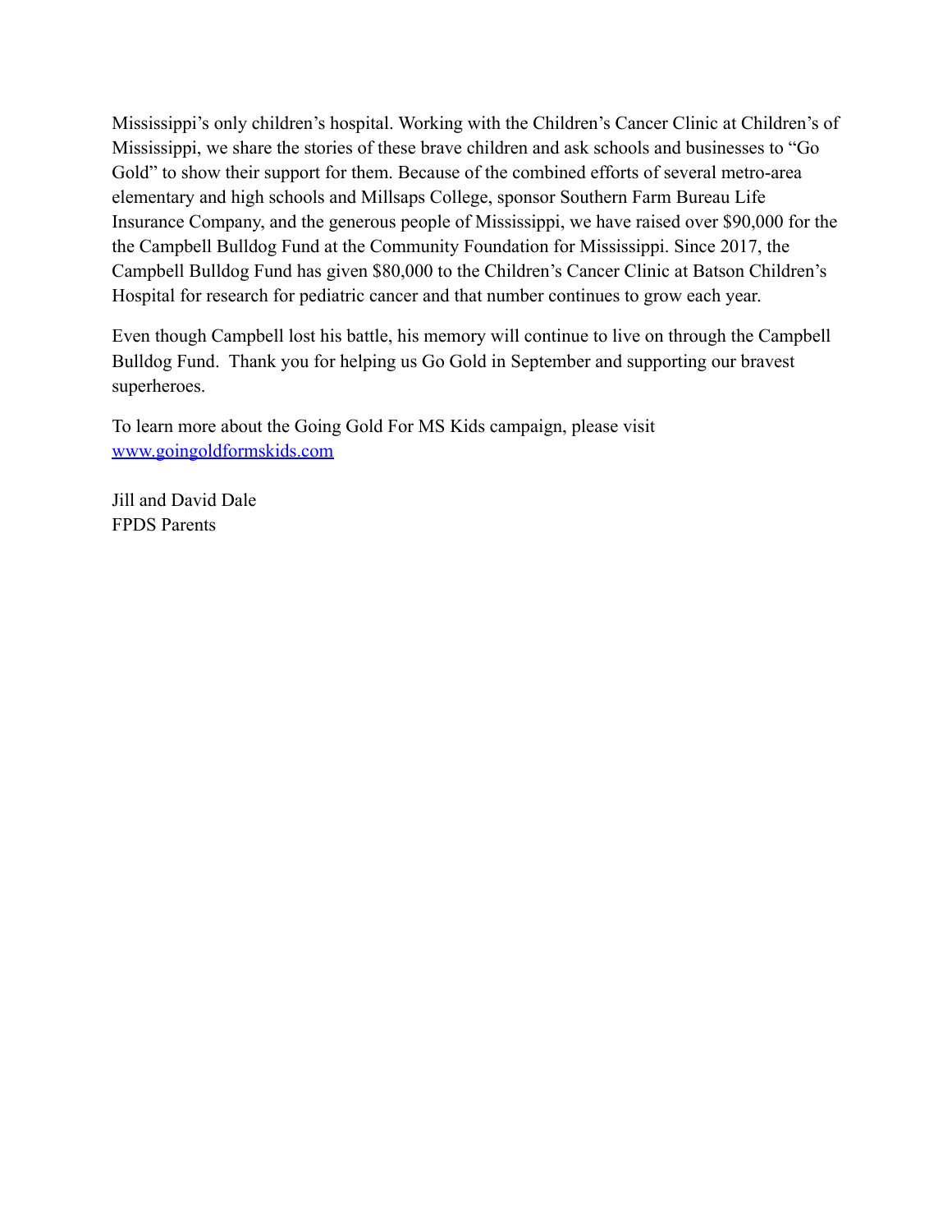Mississippi's only children's hospital. Working with the Children's Cancer Clinic at Children's of Mississippi, we share the stories of these brave children and ask schools and businesses to "Go Gold" to show their support for them. Because of the combined efforts of several metro-area elementary and high schools and Millsaps College, sponsor Southern Farm Bureau Life Insurance Company, and the generous people of Mississippi, we have raised over $90,000 for the the Campbell Bulldog Fund at the Community Foundation for Mississippi. Since 2017, the Campbell Bulldog Fund has given $80,000 to the Children's Cancer Clinic at Batson Children's Hospital for research for pediatric cancer and that number continues to grow each year.

Even though Campbell lost his battle, his memory will continue to live on through the Campbell Bulldog Fund. Thank you for helping us Go Gold in September and supporting our bravest superheroes.

To learn more about the Going Gold For MS Kids campaign, please visit [www.goingoldformskids.com](http://www.goingoldformskids.com)

Jill and David Dale
FPDS Parents